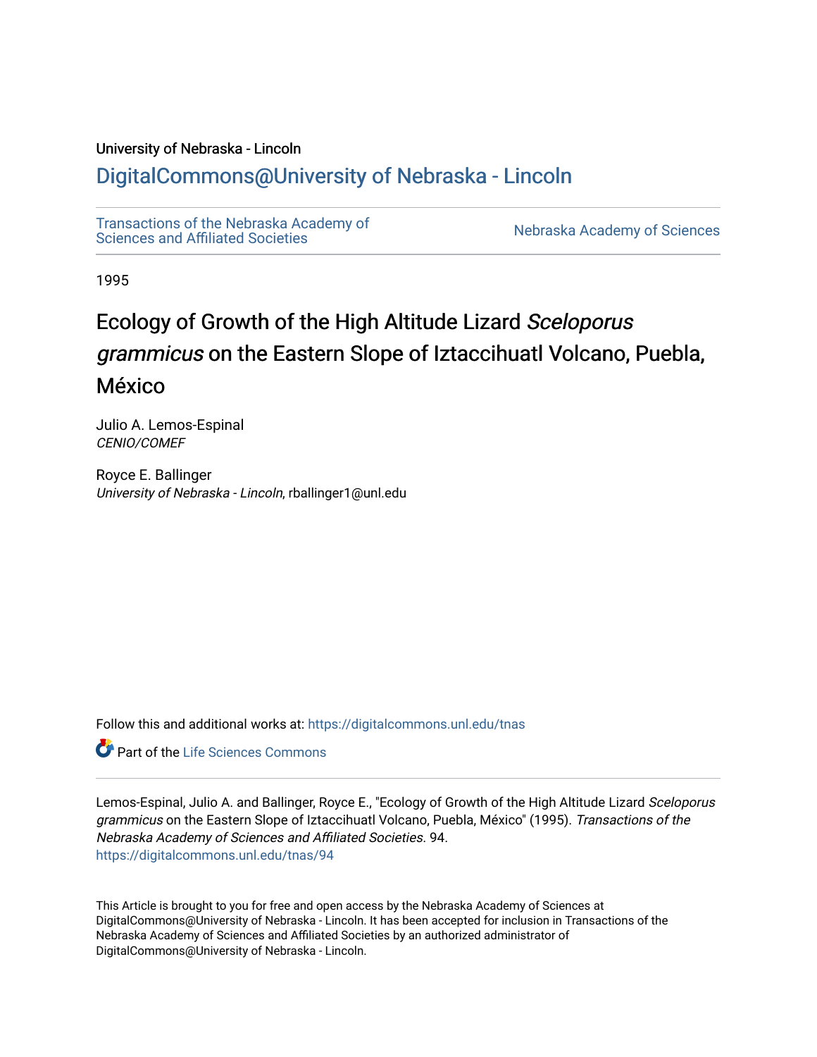University of Nebraska - Lincoln

DigitalCommons@University of Nebraska - Lincoln

Transactions of the Nebraska Academy of Sciences and Affiliated Societies

Nebraska Academy of Sciences

1995

# Ecology of Growth of the High Altitude Lizard *Sceloporus grammicus* on the Eastern Slope of Iztaccihuatl Volcano, Puebla, México

Julio A. Lemos-Espinal
*CENIO/COMEF*

Royce E. Ballinger
*University of Nebraska - Lincoln*, rballinger1@unl.edu

Follow this and additional works at: https://digitalcommons.unl.edu/tnas

Part of the Life Sciences Commons

Lemos-Espinal, Julio A. and Ballinger, Royce E., "Ecology of Growth of the High Altitude Lizard *Sceloporus grammicus* on the Eastern Slope of Iztaccihuatl Volcano, Puebla, México" (1995). *Transactions of the Nebraska Academy of Sciences and Affiliated Societies*. 94.
https://digitalcommons.unl.edu/tnas/94

This Article is brought to you for free and open access by the Nebraska Academy of Sciences at DigitalCommons@University of Nebraska - Lincoln. It has been accepted for inclusion in Transactions of the Nebraska Academy of Sciences and Affiliated Societies by an authorized administrator of DigitalCommons@University of Nebraska - Lincoln.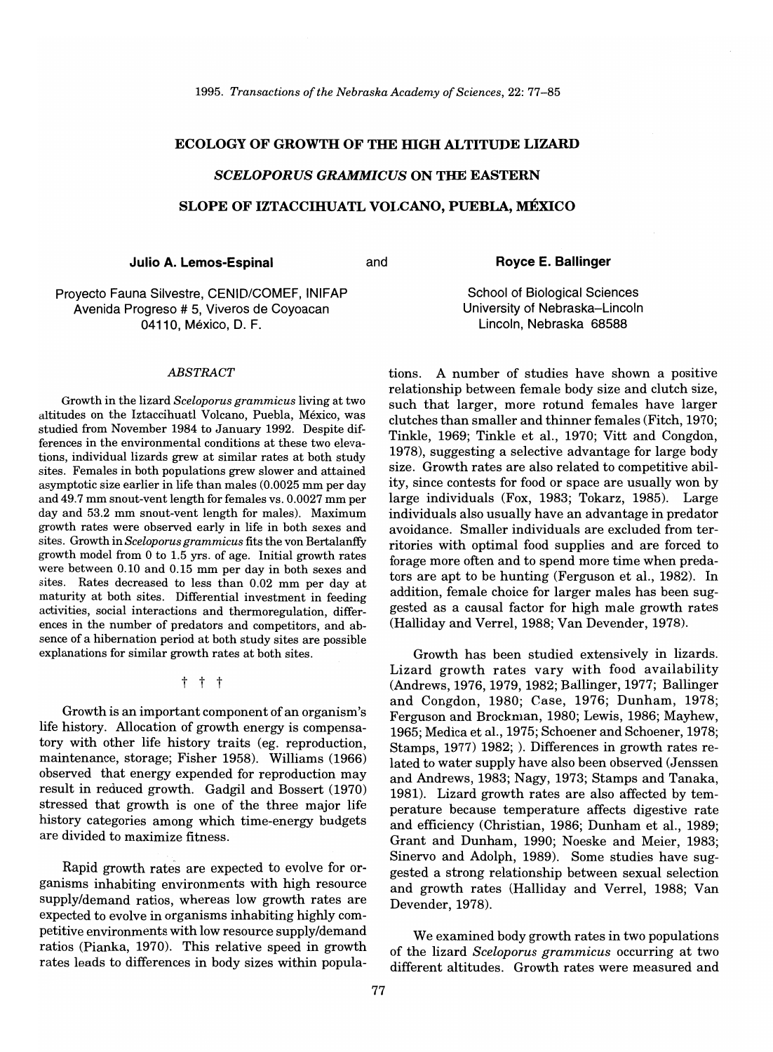# ECOLOGY OF GROWTH OF THE HIGH ALTITUDE LIZARD *SCELOPORUS GRAMMICUS* ON THE EASTERN SLOPE OF IZTACCIHUATL VOLCANO, PUEBLA, MÉXICO

**Julio A. Lemos-Espinal** and **Royce E. Ballinger**

Proyecto Fauna Silvestre, CENID/COMEF, INIFAP
Avenida Progreso # 5, Viveros de Coyoacan
04110, México, D. F.

School of Biological Sciences
University of Nebraska–Lincoln
Lincoln, Nebraska 68588

### *ABSTRACT*

Growth in the lizard *Sceloporus grammicus* living at two altitudes on the Iztaccihuatl Volcano, Puebla, México, was studied from November 1984 to January 1992. Despite differences in the environmental conditions at these two elevations, individual lizards grew at similar rates at both study sites. Females in both populations grew slower and attained asymptotic size earlier in life than males (0.0025 mm per day and 49.7 mm snout-vent length for females vs. 0.0027 mm per day and 53.2 mm snout-vent length for males). Maximum growth rates were observed early in life in both sexes and sites. Growth in *Sceloporus grammicus* fits the von Bertalanffy growth model from 0 to 1.5 yrs. of age. Initial growth rates were between 0.10 and 0.15 mm per day in both sexes and sites. Rates decreased to less than 0.02 mm per day at maturity at both sites. Differential investment in feeding activities, social interactions and thermoregulation, differences in the number of predators and competitors, and absence of a hibernation period at both study sites are possible explanations for similar growth rates at both sites.

† † †

Growth is an important component of an organism's life history. Allocation of growth energy is compensatory with other life history traits (eg. reproduction, maintenance, storage; Fisher 1958). Williams (1966) observed that energy expended for reproduction may result in reduced growth. Gadgil and Bossert (1970) stressed that growth is one of the three major life history categories among which time-energy budgets are divided to maximize fitness.

Rapid growth rates are expected to evolve for organisms inhabiting environments with high resource supply/demand ratios, whereas low growth rates are expected to evolve in organisms inhabiting highly competitive environments with low resource supply/demand ratios (Pianka, 1970). This relative speed in growth rates leads to differences in body sizes within populations. A number of studies have shown a positive relationship between female body size and clutch size, such that larger, more rotund females have larger clutches than smaller and thinner females (Fitch, 1970; Tinkle, 1969; Tinkle et al., 1970; Vitt and Congdon, 1978), suggesting a selective advantage for large body size. Growth rates are also related to competitive ability, since contests for food or space are usually won by large individuals (Fox, 1983; Tokarz, 1985). Large individuals also usually have an advantage in predator avoidance. Smaller individuals are excluded from territories with optimal food supplies and are forced to forage more often and to spend more time when predators are apt to be hunting (Ferguson et al., 1982). In addition, female choice for larger males has been suggested as a causal factor for high male growth rates (Halliday and Verrel, 1988; Van Devender, 1978).

Growth has been studied extensively in lizards. Lizard growth rates vary with food availability (Andrews, 1976, 1979, 1982; Ballinger, 1977; Ballinger and Congdon, 1980; Case, 1976; Dunham, 1978; Ferguson and Brockman, 1980; Lewis, 1986; Mayhew, 1965; Medica et al., 1975; Schoener and Schoener, 1978; Stamps, 1977) 1982; ). Differences in growth rates related to water supply have also been observed (Jenssen and Andrews, 1983; Nagy, 1973; Stamps and Tanaka, 1981). Lizard growth rates are also affected by temperature because temperature affects digestive rate and efficiency (Christian, 1986; Dunham et al., 1989; Grant and Dunham, 1990; Noeske and Meier, 1983; Sinervo and Adolph, 1989). Some studies have suggested a strong relationship between sexual selection and growth rates (Halliday and Verrel, 1988; Van Devender, 1978).

We examined body growth rates in two populations of the lizard *Sceloporus grammicus* occurring at two different altitudes. Growth rates were measured and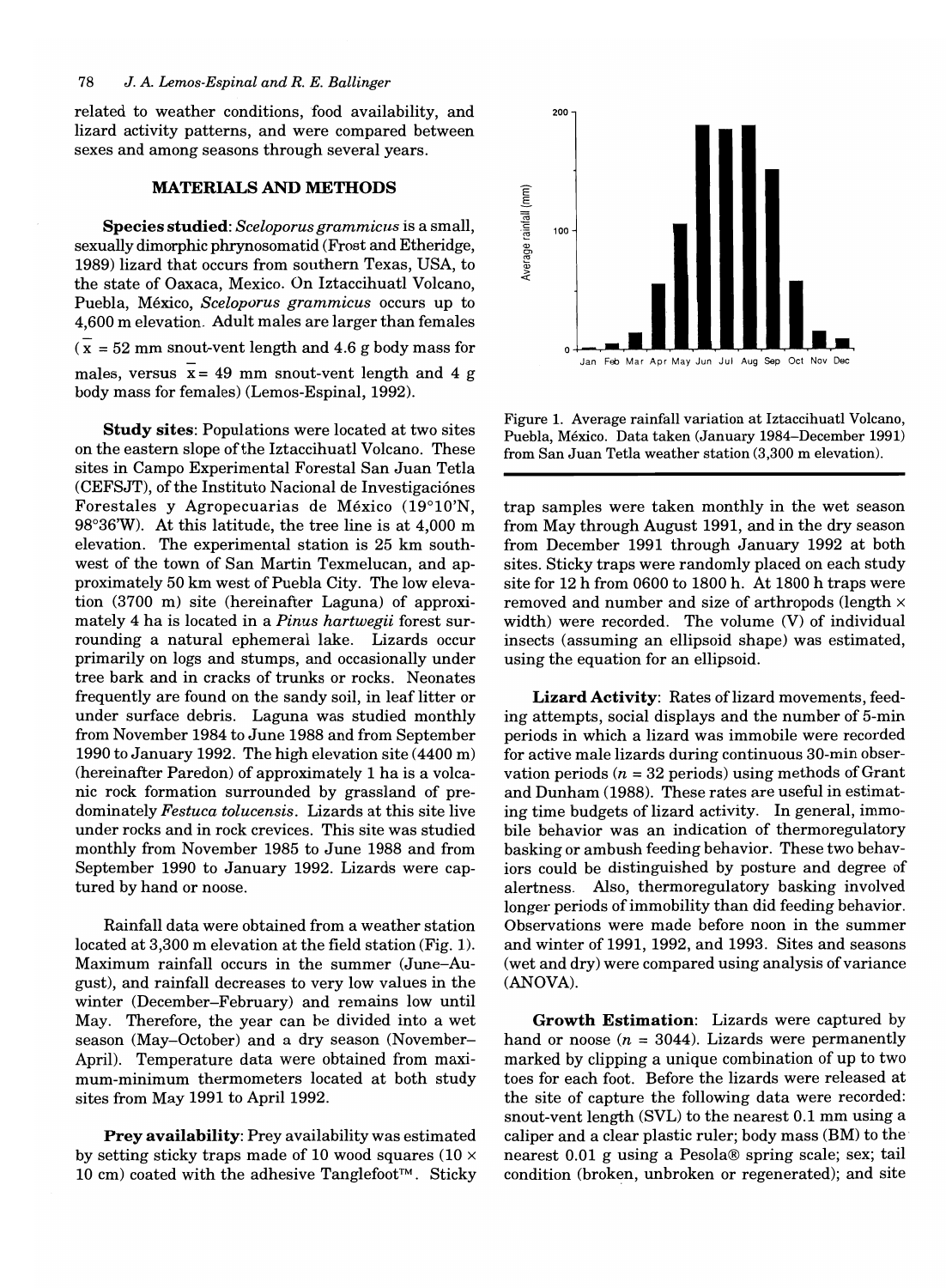related to weather conditions, food availability, and lizard activity patterns, and were compared between sexes and among seasons through several years.

## MATERIALS AND METHODS

**Species studied**: *Sceloporus grammicus* is a small, sexually dimorphic phrynosomatid (Frost and Etheridge, 1989) lizard that occurs from southern Texas, USA, to the state of Oaxaca, Mexico. On Iztaccihuatl Volcano, Puebla, México, *Sceloporus grammicus* occurs up to 4,600 m elevation. Adult males are larger than females ($\bar{x}$ = 52 mm snout-vent length and 4.6 g body mass for males, versus $\bar{x}$ = 49 mm snout-vent length and 4 g body mass for females) (Lemos-Espinal, 1992).

**Study sites**: Populations were located at two sites on the eastern slope of the Iztaccihuatl Volcano. These sites in Campo Experimental Forestal San Juan Tetla (CEFSJT), of the Instituto Nacional de Investigaciónes Forestales y Agropecuarias de México (19°10'N, 98°36'W). At this latitude, the tree line is at 4,000 m elevation. The experimental station is 25 km southwest of the town of San Martin Texmelucan, and approximately 50 km west of Puebla City. The low elevation (3700 m) site (hereinafter Laguna) of approximately 4 ha is located in a *Pinus hartwegii* forest surrounding a natural ephemeral lake. Lizards occur primarily on logs and stumps, and occasionally under tree bark and in cracks of trunks or rocks. Neonates frequently are found on the sandy soil, in leaf litter or under surface debris. Laguna was studied monthly from November 1984 to June 1988 and from September 1990 to January 1992. The high elevation site (4400 m) (hereinafter Paredon) of approximately 1 ha is a volcanic rock formation surrounded by grassland of predominately *Festuca tolucensis*. Lizards at this site live under rocks and in rock crevices. This site was studied monthly from November 1985 to June 1988 and from September 1990 to January 1992. Lizards were captured by hand or noose.

Rainfall data were obtained from a weather station located at 3,300 m elevation at the field station (Fig. 1). Maximum rainfall occurs in the summer (June–August), and rainfall decreases to very low values in the winter (December–February) and remains low until May. Therefore, the year can be divided into a wet season (May–October) and a dry season (November–April). Temperature data were obtained from maximum-minimum thermometers located at both study sites from May 1991 to April 1992.

**Prey availability**: Prey availability was estimated by setting sticky traps made of 10 wood squares (10 × 10 cm) coated with the adhesive Tanglefoot™. Sticky trap samples were taken monthly in the wet season from May through August 1991, and in the dry season from December 1991 through January 1992 at both sites. Sticky traps were randomly placed on each study site for 12 h from 0600 to 1800 h. At 1800 h traps were removed and number and size of arthropods (length × width) were recorded. The volume (V) of individual insects (assuming an ellipsoid shape) was estimated, using the equation for an ellipsoid.

Figure 1. Average rainfall variation at Iztaccihuatl Volcano, Puebla, México. Data taken (January 1984–December 1991) from San Juan Tetla weather station (3,300 m elevation).

**Lizard Activity**: Rates of lizard movements, feeding attempts, social displays and the number of 5-min periods in which a lizard was immobile were recorded for active male lizards during continuous 30-min observation periods ($n$ = 32 periods) using methods of Grant and Dunham (1988). These rates are useful in estimating time budgets of lizard activity. In general, immobile behavior was an indication of thermoregulatory basking or ambush feeding behavior. These two behaviors could be distinguished by posture and degree of alertness. Also, thermoregulatory basking involved longer periods of immobility than did feeding behavior. Observations were made before noon in the summer and winter of 1991, 1992, and 1993. Sites and seasons (wet and dry) were compared using analysis of variance (ANOVA).

**Growth Estimation**: Lizards were captured by hand or noose ($n$ = 3044). Lizards were permanently marked by clipping a unique combination of up to two toes for each foot. Before the lizards were released at the site of capture the following data were recorded: snout-vent length (SVL) to the nearest 0.1 mm using a caliper and a clear plastic ruler; body mass (BM) to the nearest 0.01 g using a Pesola® spring scale; sex; tail condition (broken, unbroken or regenerated); and site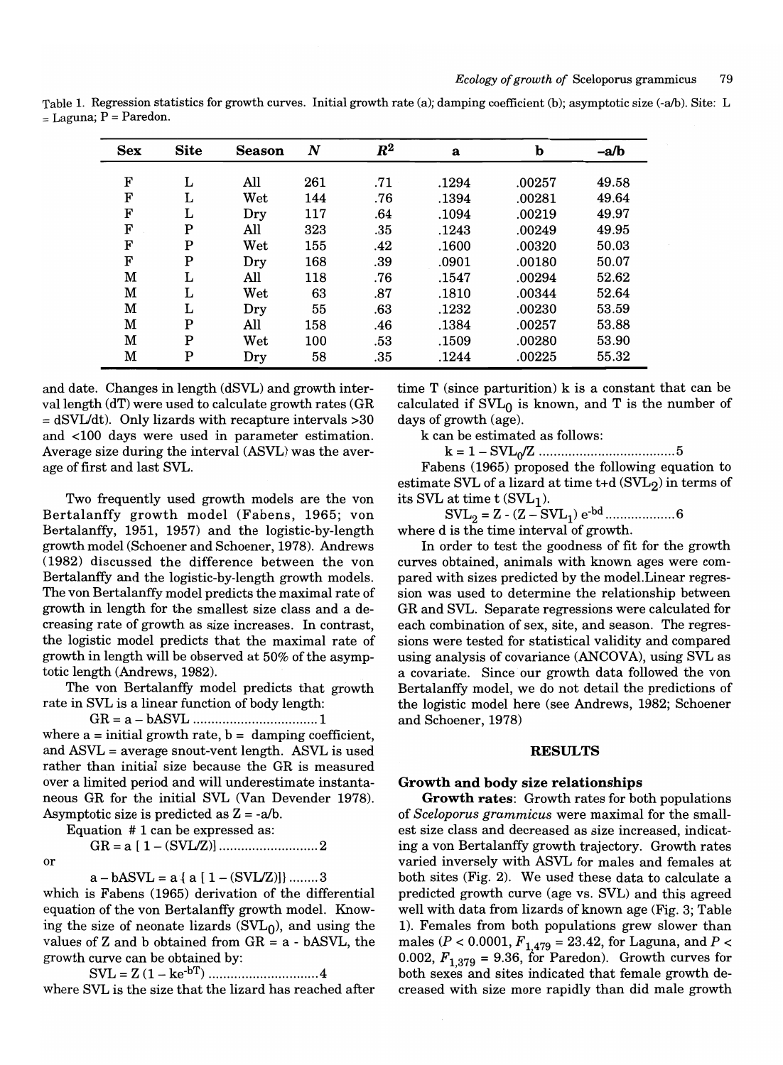Table 1. Regression statistics for growth curves. Initial growth rate (a); damping coefficient (b); asymptotic size (-a/b). Site: L = Laguna; P = Paredon.

| Sex | Site | Season | N | $R^2$ | a | b | -a/b |
|---|---|---|---|---|---|---|---|
| F | L | All | 261 | .71 | .1294 | .00257 | 49.58 |
| F | L | Wet | 144 | .76 | .1394 | .00281 | 49.64 |
| F | L | Dry | 117 | .64 | .1094 | .00219 | 49.97 |
| F | P | All | 323 | .35 | .1243 | .00249 | 49.95 |
| F | P | Wet | 155 | .42 | .1600 | .00320 | 50.03 |
| F | P | Dry | 168 | .39 | .0901 | .00180 | 50.07 |
| M | L | All | 118 | .76 | .1547 | .00294 | 52.62 |
| M | L | Wet | 63 | .87 | .1810 | .00344 | 52.64 |
| M | L | Dry | 55 | .63 | .1232 | .00230 | 53.59 |
| M | P | All | 158 | .46 | .1384 | .00257 | 53.88 |
| M | P | Wet | 100 | .53 | .1509 | .00280 | 53.90 |
| M | P | Dry | 58 | .35 | .1244 | .00225 | 55.32 |

and date. Changes in length (dSVL) and growth interval length (dT) were used to calculate growth rates (GR = dSVL/dt). Only lizards with recapture intervals >30 and <100 days were used in parameter estimation. Average size during the interval (ASVL) was the average of first and last SVL.

Two frequently used growth models are the von Bertalanffy growth model (Fabens, 1965; von Bertalanffy, 1951, 1957) and the logistic-by-length growth model (Schoener and Schoener, 1978). Andrews (1982) discussed the difference between the von Bertalanffy and the logistic-by-length growth models. The von Bertalanffy model predicts the maximal rate of growth in length for the smallest size class and a decreasing rate of growth as size increases. In contrast, the logistic model predicts that the maximal rate of growth in length will be observed at 50% of the asymptotic length (Andrews, 1982).

The von Bertalanffy model predicts that growth rate in SVL is a linear function of body length:

$$GR = a - bASVL \quad (1)$$

where a = initial growth rate, b = damping coefficient, and ASVL = average snout-vent length. ASVL is used rather than initial size because the GR is measured over a limited period and will underestimate instantaneous GR for the initial SVL (Van Devender 1978). Asymptotic size is predicted as Z = -a/b.

Equation # 1 can be expressed as:

$$GR = a\,[\,1 - (SVL/Z)] \quad (2)$$

or

$$a - bASVL = a\,\{\,a\,[\,1 - (SVL/Z)]\} \quad (3)$$

which is Fabens (1965) derivation of the differential equation of the von Bertalanffy growth model. Knowing the size of neonate lizards ($SVL_0$), and using the values of Z and b obtained from GR = a - bASVL, the growth curve can be obtained by:

$$SVL = Z\,(1 - ke^{-bT}) \quad (4)$$

where SVL is the size that the lizard has reached after time T (since parturition) k is a constant that can be calculated if $SVL_0$ is known, and T is the number of days of growth (age).

k can be estimated as follows:

$$k = 1 - SVL_0/Z \quad (5)$$

Fabens (1965) proposed the following equation to estimate SVL of a lizard at time t+d ($SVL_2$) in terms of its SVL at time t ($SVL_1$).

$$SVL_2 = Z - (Z - SVL_1)\,e^{-bd} \quad (6)$$

where d is the time interval of growth.

In order to test the goodness of fit for the growth curves obtained, animals with known ages were compared with sizes predicted by the model.Linear regression was used to determine the relationship between GR and SVL. Separate regressions were calculated for each combination of sex, site, and season. The regressions were tested for statistical validity and compared using analysis of covariance (ANCOVA), using SVL as a covariate. Since our growth data followed the von Bertalanffy model, we do not detail the predictions of the logistic model here (see Andrews, 1982; Schoener and Schoener, 1978)

## RESULTS

### Growth and body size relationships

**Growth rates:** Growth rates for both populations of *Sceloporus grammicus* were maximal for the smallest size class and decreased as size increased, indicating a von Bertalanffy growth trajectory. Growth rates varied inversely with ASVL for males and females at both sites (Fig. 2). We used these data to calculate a predicted growth curve (age vs. SVL) and this agreed well with data from lizards of known age (Fig. 3; Table 1). Females from both populations grew slower than males ($P < 0.0001$, $F_{1,479} = 23.42$, for Laguna, and $P < 0.002$, $F_{1,379} = 9.36$, for Paredon). Growth curves for both sexes and sites indicated that female growth decreased with size more rapidly than did male growth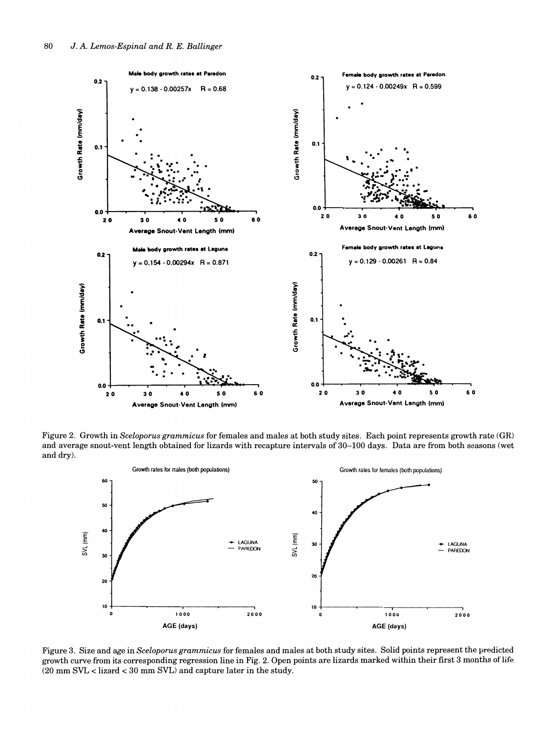Figure 2. Growth in *Sceloporus grammicus* for females and males at both study sites. Each point represents growth rate (GR) and average snout-vent length obtained for lizards with recapture intervals of 30–100 days. Data are from both seasons (wet and dry).

Figure 3. Size and age in *Sceloporus grammicus* for females and males at both study sites. Solid points represent the predicted growth curve from its corresponding regression line in Fig. 2. Open points are lizards marked within their first 3 months of life (20 mm SVL < lizard < 30 mm SVL) and capture later in the study.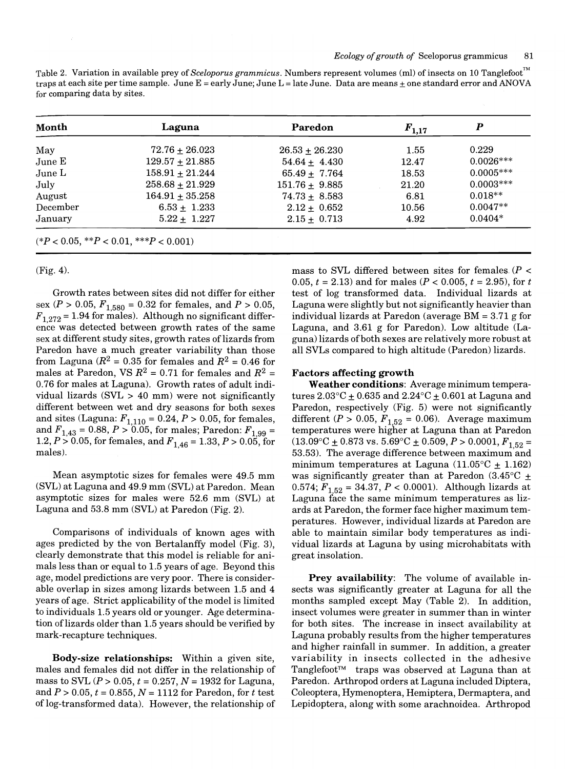Table 2. Variation in available prey of *Sceloporus grammicus*. Numbers represent volumes (ml) of insects on 10 Tanglefoot™ traps at each site per time sample. June E = early June; June L = late June. Data are means ± one standard error and ANOVA for comparing data by sites.

| Month | Laguna | Paredon | $F_{1,17}$ | $P$ |
|---|---|---|---|---|
| May | 72.76 ± 26.023 | 26.53 ± 26.230 | 1.55 | 0.229 |
| June E | 129.57 ± 21.885 | 54.64 ± 4.430 | 12.47 | 0.0026*** |
| June L | 158.91 ± 21.244 | 65.49 ± 7.764 | 18.53 | 0.0005*** |
| July | 258.68 ± 21.929 | 151.76 ± 9.885 | 21.20 | 0.0003*** |
| August | 164.91 ± 35.258 | 74.73 ± 8.583 | 6.81 | 0.018** |
| December | 6.53 ± 1.233 | 2.12 ± 0.652 | 10.56 | 0.0047** |
| January | 5.22 ± 1.227 | 2.15 ± 0.713 | 4.92 | 0.0404* |

(*$P < 0.05$, **$P < 0.01$, ***$P < 0.001$)

(Fig. 4).

Growth rates between sites did not differ for either sex ($P > 0.05$, $F_{1,580} = 0.32$ for females, and $P > 0.05$, $F_{1,272} = 1.94$ for males). Although no significant difference was detected between growth rates of the same sex at different study sites, growth rates of lizards from Paredon have a much greater variability than those from Laguna ($R^2 = 0.35$ for females and $R^2 = 0.46$ for males at Paredon, VS $R^2 = 0.71$ for females and $R^2 = 0.76$ for males at Laguna). Growth rates of adult individual lizards (SVL > 40 mm) were not significantly different between wet and dry seasons for both sexes and sites (Laguna: $F_{1,110} = 0.24$, $P > 0.05$, for females, and $F_{1,43} = 0.88$, $P > 0.05$, for males; Paredon: $F_{1,99} = 1.2$, $P > 0.05$, for females, and $F_{1,46} = 1.33$, $P > 0.05$, for males).

Mean asymptotic sizes for females were 49.5 mm (SVL) at Laguna and 49.9 mm (SVL) at Paredon. Mean asymptotic sizes for males were 52.6 mm (SVL) at Laguna and 53.8 mm (SVL) at Paredon (Fig. 2).

Comparisons of individuals of known ages with ages predicted by the von Bertalanffy model (Fig. 3), clearly demonstrate that this model is reliable for animals less than or equal to 1.5 years of age. Beyond this age, model predictions are very poor. There is considerable overlap in sizes among lizards between 1.5 and 4 years of age. Strict applicability of the model is limited to individuals 1.5 years old or younger. Age determination of lizards older than 1.5 years should be verified by mark-recapture techniques.

**Body-size relationships:** Within a given site, males and females did not differ in the relationship of mass to SVL ($P > 0.05$, $t = 0.257$, $N = 1932$ for Laguna, and $P > 0.05$, $t = 0.855$, $N = 1112$ for Paredon, for $t$ test of log-transformed data). However, the relationship of mass to SVL differed between sites for females ($P < 0.05$, $t = 2.13$) and for males ($P < 0.005$, $t = 2.95$), for $t$ test of log transformed data. Individual lizards at Laguna were slightly but not significantly heavier than individual lizards at Paredon (average BM = 3.71 g for Laguna, and 3.61 g for Paredon). Low altitude (Laguna) lizards of both sexes are relatively more robust at all SVLs compared to high altitude (Paredon) lizards.

### Factors affecting growth

**Weather conditions**: Average minimum temperatures 2.03°C ± 0.635 and 2.24°C ± 0.601 at Laguna and Paredon, respectively (Fig. 5) were not significantly different ($P > 0.05$, $F_{1,52} = 0.06$). Average maximum temperatures were higher at Laguna than at Paredon (13.09°C ± 0.873 vs. 5.69°C ± 0.509, $P > 0.0001$, $F_{1,52} = 53.53$). The average difference between maximum and minimum temperatures at Laguna (11.05°C ± 1.162) was significantly greater than at Paredon (3.45°C ± 0.574; $F_{1,52} = 34.37$, $P < 0.0001$). Although lizards at Laguna face the same minimum temperatures as lizards at Paredon, the former face higher maximum temperatures. However, individual lizards at Paredon are able to maintain similar body temperatures as individual lizards at Laguna by using microhabitats with great insolation.

**Prey availability**: The volume of available insects was significantly greater at Laguna for all the months sampled except May (Table 2). In addition, insect volumes were greater in summer than in winter for both sites. The increase in insect availability at Laguna probably results from the higher temperatures and higher rainfall in summer. In addition, a greater variability in insects collected in the adhesive Tanglefoot™ traps was observed at Laguna than at Paredon. Arthropod orders at Laguna included Diptera, Coleoptera, Hymenoptera, Hemiptera, Dermaptera, and Lepidoptera, along with some arachnoidea. Arthropod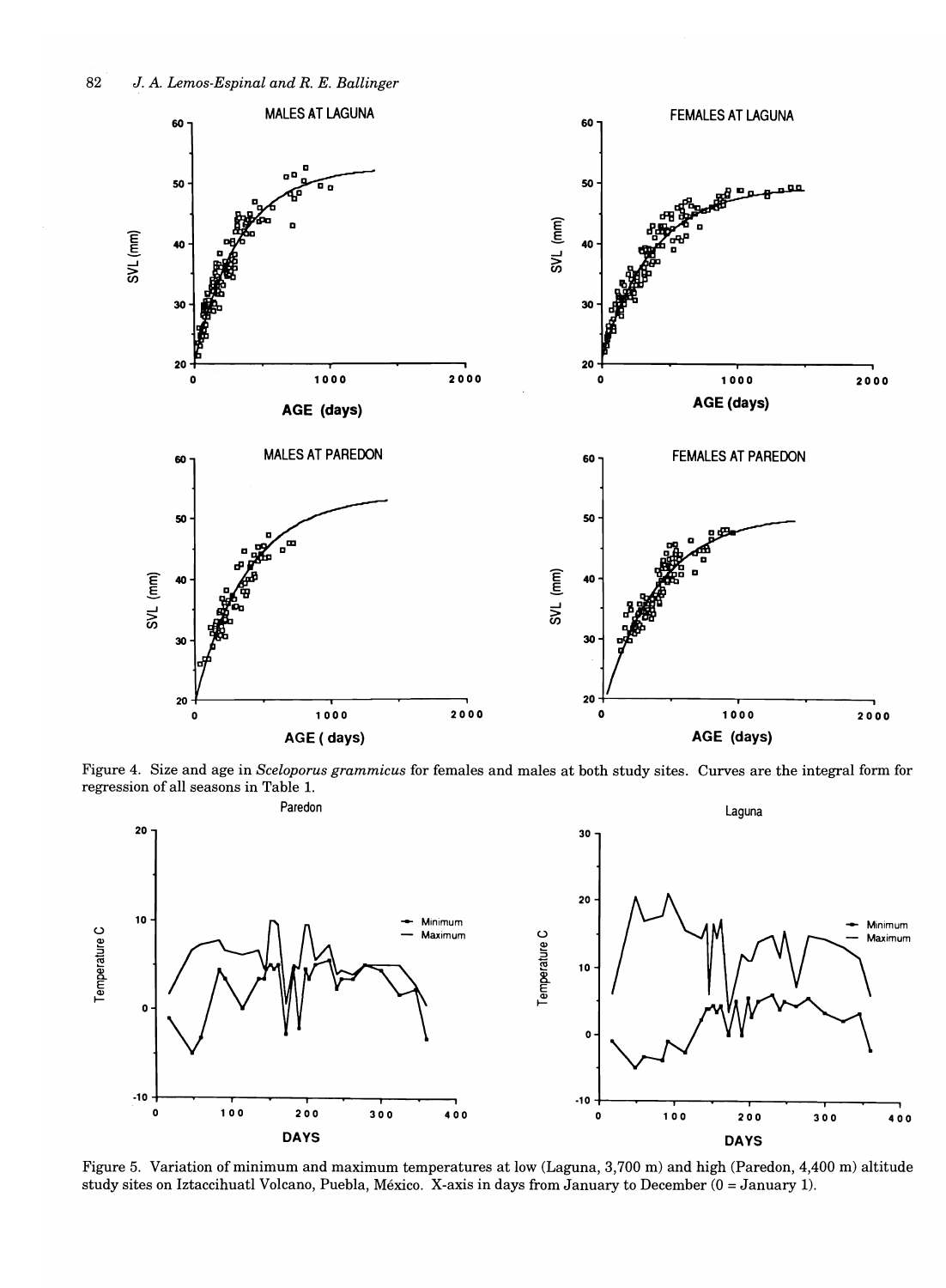Figure 4. Size and age in *Sceloporus grammicus* for females and males at both study sites. Curves are the integral form for regression of all seasons in Table 1.

Figure 5. Variation of minimum and maximum temperatures at low (Laguna, 3,700 m) and high (Paredon, 4,400 m) altitude study sites on Iztaccihuatl Volcano, Puebla, México. X-axis in days from January to December (0 = January 1).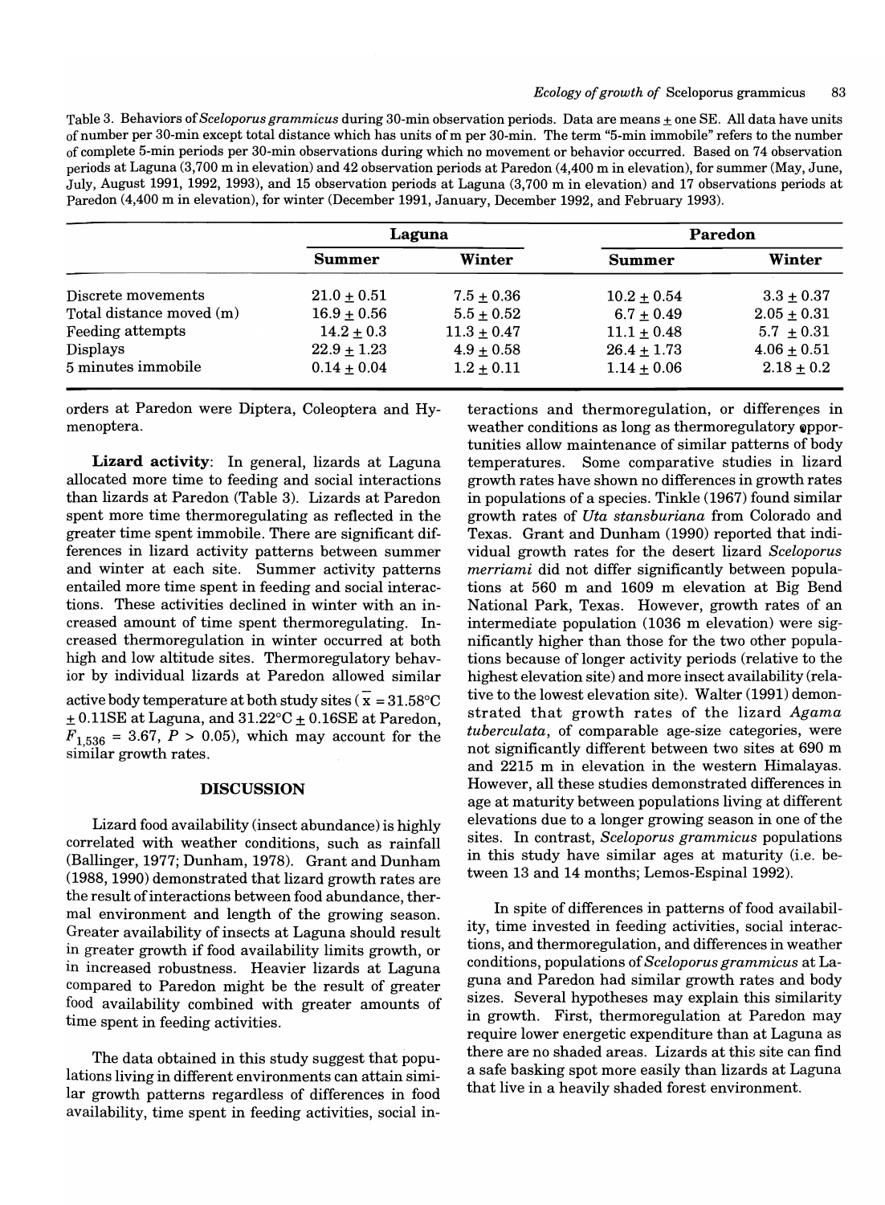Table 3. Behaviors of *Sceloporus grammicus* during 30-min observation periods. Data are means ± one SE. All data have units of number per 30-min except total distance which has units of m per 30-min. The term "5-min immobile" refers to the number of complete 5-min periods per 30-min observations during which no movement or behavior occurred. Based on 74 observation periods at Laguna (3,700 m in elevation) and 42 observation periods at Paredon (4,400 m in elevation), for summer (May, June, July, August 1991, 1992, 1993), and 15 observation periods at Laguna (3,700 m in elevation) and 17 observations periods at Paredon (4,400 m in elevation), for winter (December 1991, January, December 1992, and February 1993).

| | Laguna | | Paredon | |
|---|---|---|---|---|
| | Summer | Winter | Summer | Winter |
| Discrete movements | 21.0 ± 0.51 | 7.5 ± 0.36 | 10.2 ± 0.54 | 3.3 ± 0.37 |
| Total distance moved (m) | 16.9 ± 0.56 | 5.5 ± 0.52 | 6.7 ± 0.49 | 2.05 ± 0.31 |
| Feeding attempts | 14.2 ± 0.3 | 11.3 ± 0.47 | 11.1 ± 0.48 | 5.7 ± 0.31 |
| Displays | 22.9 ± 1.23 | 4.9 ± 0.58 | 26.4 ± 1.73 | 4.06 ± 0.51 |
| 5 minutes immobile | 0.14 ± 0.04 | 1.2 ± 0.11 | 1.14 ± 0.06 | 2.18 ± 0.2 |

orders at Paredon were Diptera, Coleoptera and Hymenoptera.

**Lizard activity**: In general, lizards at Laguna allocated more time to feeding and social interactions than lizards at Paredon (Table 3). Lizards at Paredon spent more time thermoregulating as reflected in the greater time spent immobile. There are significant differences in lizard activity patterns between summer and winter at each site. Summer activity patterns entailed more time spent in feeding and social interactions. These activities declined in winter with an increased amount of time spent thermoregulating. Increased thermoregulation in winter occurred at both high and low altitude sites. Thermoregulatory behavior by individual lizards at Paredon allowed similar active body temperature at both study sites ($\bar{x}$ = 31.58°C ± 0.11SE at Laguna, and 31.22°C ± 0.16SE at Paredon, $F_{1,536} = 3.67$, $P > 0.05$), which may account for the similar growth rates.

## DISCUSSION

Lizard food availability (insect abundance) is highly correlated with weather conditions, such as rainfall (Ballinger, 1977; Dunham, 1978). Grant and Dunham (1988, 1990) demonstrated that lizard growth rates are the result of interactions between food abundance, thermal environment and length of the growing season. Greater availability of insects at Laguna should result in greater growth if food availability limits growth, or in increased robustness. Heavier lizards at Laguna compared to Paredon might be the result of greater food availability combined with greater amounts of time spent in feeding activities.

The data obtained in this study suggest that populations living in different environments can attain similar growth patterns regardless of differences in food availability, time spent in feeding activities, social interactions and thermoregulation, or differences in weather conditions as long as thermoregulatory opportunities allow maintenance of similar patterns of body temperatures. Some comparative studies in lizard growth rates have shown no differences in growth rates in populations of a species. Tinkle (1967) found similar growth rates of *Uta stansburiana* from Colorado and Texas. Grant and Dunham (1990) reported that individual growth rates for the desert lizard *Sceloporus merriami* did not differ significantly between populations at 560 m and 1609 m elevation at Big Bend National Park, Texas. However, growth rates of an intermediate population (1036 m elevation) were significantly higher than those for the two other populations because of longer activity periods (relative to the highest elevation site) and more insect availability (relative to the lowest elevation site). Walter (1991) demonstrated that growth rates of the lizard *Agama tuberculata*, of comparable age-size categories, were not significantly different between two sites at 690 m and 2215 m in elevation in the western Himalayas. However, all these studies demonstrated differences in age at maturity between populations living at different elevations due to a longer growing season in one of the sites. In contrast, *Sceloporus grammicus* populations in this study have similar ages at maturity (i.e. between 13 and 14 months; Lemos-Espinal 1992).

In spite of differences in patterns of food availability, time invested in feeding activities, social interactions, and thermoregulation, and differences in weather conditions, populations of *Sceloporus grammicus* at Laguna and Paredon had similar growth rates and body sizes. Several hypotheses may explain this similarity in growth. First, thermoregulation at Paredon may require lower energetic expenditure than at Laguna as there are no shaded areas. Lizards at this site can find a safe basking spot more easily than lizards at Laguna that live in a heavily shaded forest environment.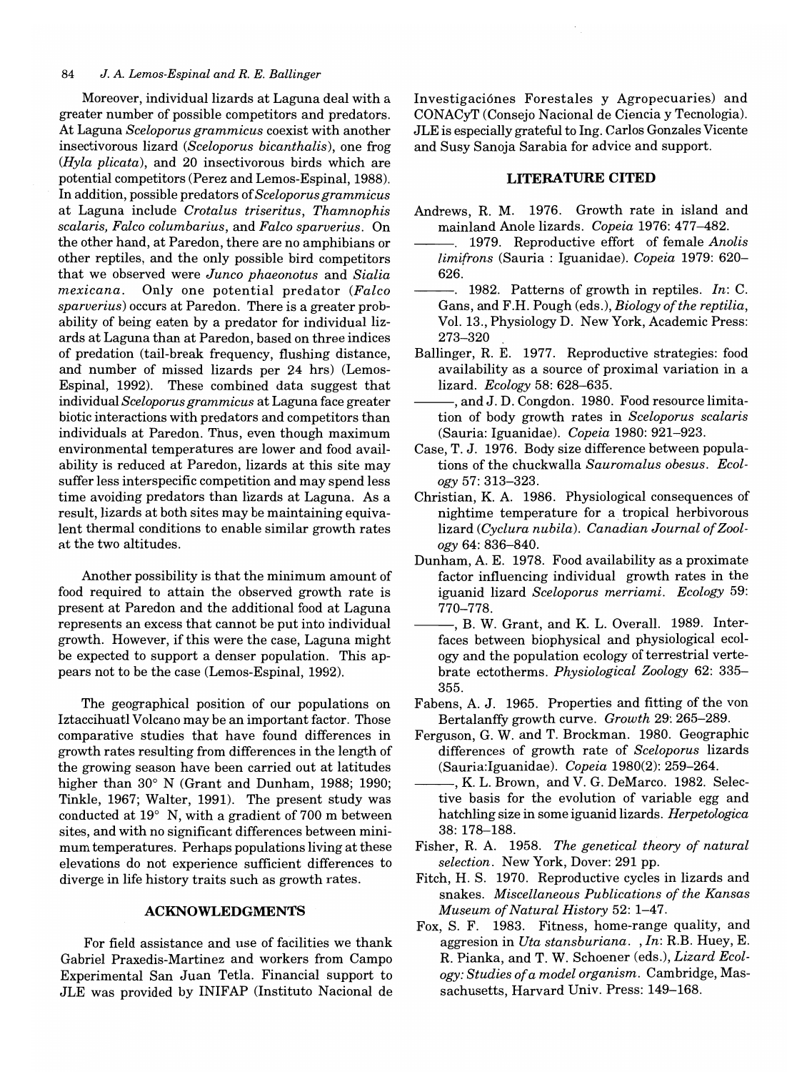Moreover, individual lizards at Laguna deal with a greater number of possible competitors and predators. At Laguna *Sceloporus grammicus* coexist with another insectivorous lizard (*Sceloporus bicanthalis*), one frog (*Hyla plicata*), and 20 insectivorous birds which are potential competitors (Perez and Lemos-Espinal, 1988). In addition, possible predators of *Sceloporus grammicus* at Laguna include *Crotalus triseritus*, *Thamnophis scalaris, Falco columbarius*, and *Falco sparverius*. On the other hand, at Paredon, there are no amphibians or other reptiles, and the only possible bird competitors that we observed were *Junco phaeonotus* and *Sialia mexicana*. Only one potential predator (*Falco sparverius*) occurs at Paredon. There is a greater probability of being eaten by a predator for individual lizards at Laguna than at Paredon, based on three indices of predation (tail-break frequency, flushing distance, and number of missed lizards per 24 hrs) (Lemos-Espinal, 1992). These combined data suggest that individual *Sceloporus grammicus* at Laguna face greater biotic interactions with predators and competitors than individuals at Paredon. Thus, even though maximum environmental temperatures are lower and food availability is reduced at Paredon, lizards at this site may suffer less interspecific competition and may spend less time avoiding predators than lizards at Laguna. As a result, lizards at both sites may be maintaining equivalent thermal conditions to enable similar growth rates at the two altitudes.

Another possibility is that the minimum amount of food required to attain the observed growth rate is present at Paredon and the additional food at Laguna represents an excess that cannot be put into individual growth. However, if this were the case, Laguna might be expected to support a denser population. This appears not to be the case (Lemos-Espinal, 1992).

The geographical position of our populations on Iztaccihuatl Volcano may be an important factor. Those comparative studies that have found differences in growth rates resulting from differences in the length of the growing season have been carried out at latitudes higher than 30° N (Grant and Dunham, 1988; 1990; Tinkle, 1967; Walter, 1991). The present study was conducted at 19° N, with a gradient of 700 m between sites, and with no significant differences between minimum temperatures. Perhaps populations living at these elevations do not experience sufficient differences to diverge in life history traits such as growth rates.

## ACKNOWLEDGMENTS

For field assistance and use of facilities we thank Gabriel Praxedis-Martinez and workers from Campo Experimental San Juan Tetla. Financial support to JLE was provided by INIFAP (Instituto Nacional de Investigaciónes Forestales y Agropecuaries) and CONACyT (Consejo Nacional de Ciencia y Tecnologia). JLE is especially grateful to Ing. Carlos Gonzales Vicente and Susy Sanoja Sarabia for advice and support.

## LITERATURE CITED

Andrews, R. M. 1976. Growth rate in island and mainland Anole lizards. *Copeia* 1976: 477–482.

———. 1979. Reproductive effort of female *Anolis limifrons* (Sauria : Iguanidae). *Copeia* 1979: 620–626.

———. 1982. Patterns of growth in reptiles. *In*: C. Gans, and F.H. Pough (eds.), *Biology of the reptilia*, Vol. 13., Physiology D. New York, Academic Press: 273–320

Ballinger, R. E. 1977. Reproductive strategies: food availability as a source of proximal variation in a lizard. *Ecology* 58: 628–635.

———, and J. D. Congdon. 1980. Food resource limitation of body growth rates in *Sceloporus scalaris* (Sauria: Iguanidae). *Copeia* 1980: 921–923.

Case, T. J. 1976. Body size difference between populations of the chuckwalla *Sauromalus obesus*. *Ecology* 57: 313–323.

Christian, K. A. 1986. Physiological consequences of nighttime temperature for a tropical herbivorous lizard (*Cyclura nubila*). *Canadian Journal of Zoology* 64: 836–840.

Dunham, A. E. 1978. Food availability as a proximate factor influencing individual growth rates in the iguanid lizard *Sceloporus merriami*. *Ecology* 59: 770–778.

———, B. W. Grant, and K. L. Overall. 1989. Interfaces between biophysical and physiological ecology and the population ecology of terrestrial vertebrate ectotherms. *Physiological Zoology* 62: 335–355.

Fabens, A. J. 1965. Properties and fitting of the von Bertalanffy growth curve. *Growth* 29: 265–289.

Ferguson, G. W. and T. Brockman. 1980. Geographic differences of growth rate of *Sceloporus* lizards (Sauria:Iguanidae). *Copeia* 1980(2): 259–264.

———, K. L. Brown, and V. G. DeMarco. 1982. Selective basis for the evolution of variable egg and hatchling size in some iguanid lizards. *Herpetologica* 38: 178–188.

Fisher, R. A. 1958. *The genetical theory of natural selection*. New York, Dover: 291 pp.

Fitch, H. S. 1970. Reproductive cycles in lizards and snakes. *Miscellaneous Publications of the Kansas Museum of Natural History* 52: 1–47.

Fox, S. F. 1983. Fitness, home-range quality, and aggresion in *Uta stansburiana*. , *In*: R.B. Huey, E. R. Pianka, and T. W. Schoener (eds.), *Lizard Ecology: Studies of a model organism*. Cambridge, Massachusetts, Harvard Univ. Press: 149–168.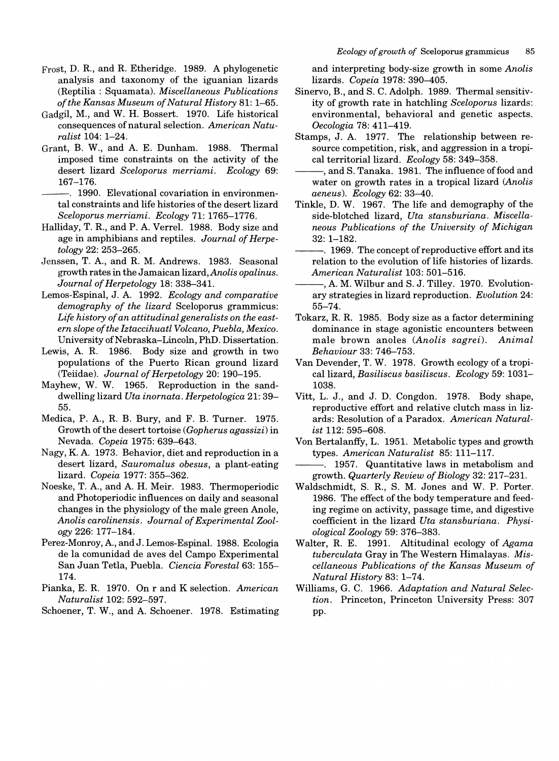Frost, D. R., and R. Etheridge. 1989. A phylogenetic analysis and taxonomy of the iguanian lizards (Reptilia : Squamata). *Miscellaneous Publications of the Kansas Museum of Natural History* 81: 1–65.

Gadgil, M., and W. H. Bossert. 1970. Life historical consequences of natural selection. *American Naturalist* 104: 1–24.

Grant, B. W., and A. E. Dunham. 1988. Thermal imposed time constraints on the activity of the desert lizard *Sceloporus merriami*. *Ecology* 69: 167–176.

———. 1990. Elevational covariation in environmental constraints and life histories of the desert lizard *Sceloporus merriami*. *Ecology* 71: 1765–1776.

Halliday, T. R., and P. A. Verrel. 1988. Body size and age in amphibians and reptiles. *Journal of Herpetology* 22: 253–265.

Jenssen, T. A., and R. M. Andrews. 1983. Seasonal growth rates in the Jamaican lizard, *Anolis opalinus*. *Journal of Herpetology* 18: 338–341.

Lemos-Espinal, J. A. 1992. *Ecology and comparative demography of the lizard* Sceloporus grammicus: *Life history of an attitudinal generalists on the eastern slope of the Iztaccihuatl Volcano, Puebla, Mexico.* University of Nebraska–Lincoln, PhD. Dissertation.

Lewis, A. R. 1986. Body size and growth in two populations of the Puerto Rican ground lizard (Teiidae). *Journal of Herpetology* 20: 190–195.

Mayhew, W. W. 1965. Reproduction in the sand-dwelling lizard *Uta inornata*. *Herpetologica* 21: 39–55.

Medica, P. A., R. B. Bury, and F. B. Turner. 1975. Growth of the desert tortoise (*Gopherus agassizi*) in Nevada. *Copeia* 1975: 639–643.

Nagy, K. A. 1973. Behavior, diet and reproduction in a desert lizard, *Sauromalus obesus*, a plant-eating lizard. *Copeia* 1977: 355–362.

Noeske, T. A., and A. H. Meir. 1983. Thermoperiodic and Photoperiodic influences on daily and seasonal changes in the physiology of the male green Anole, *Anolis carolinensis*. *Journal of Experimental Zoology* 226: 177–184.

Perez-Monroy, A., and J. Lemos-Espinal. 1988. Ecologia de la comunidad de aves del Campo Experimental San Juan Tetla, Puebla. *Ciencia Forestal* 63: 155–174.

Pianka, E. R. 1970. On r and K selection. *American Naturalist* 102: 592–597.

Schoener, T. W., and A. Schoener. 1978. Estimating and interpreting body-size growth in some *Anolis* lizards. *Copeia* 1978: 390–405.

Sinervo, B., and S. C. Adolph. 1989. Thermal sensitivity of growth rate in hatchling *Sceloporus* lizards: environmental, behavioral and genetic aspects. *Oecologia* 78: 411–419.

Stamps, J. A. 1977. The relationship between resource competition, risk, and aggression in a tropical territorial lizard. *Ecology* 58: 349–358.

———, and S. Tanaka. 1981. The influence of food and water on growth rates in a tropical lizard (*Anolis aeneus*). *Ecology* 62: 33–40.

Tinkle, D. W. 1967. The life and demography of the side-blotched lizard, *Uta stansburiana*. *Miscellaneous Publications of the University of Michigan* 32: 1–182.

———. 1969. The concept of reproductive effort and its relation to the evolution of life histories of lizards. *American Naturalist* 103: 501–516.

———, A. M. Wilbur and S. J. Tilley. 1970. Evolutionary strategies in lizard reproduction. *Evolution* 24: 55–74.

Tokarz, R. R. 1985. Body size as a factor determining dominance in stage agonistic encounters between male brown anoles (*Anolis sagrei*). *Animal Behaviour* 33: 746–753.

Van Devender, T. W. 1978. Growth ecology of a tropical lizard, *Basiliscus basiliscus*. *Ecology* 59: 1031–1038.

Vitt, L. J., and J. D. Congdon. 1978. Body shape, reproductive effort and relative clutch mass in lizards: Resolution of a Paradox. *American Naturalist* 112: 595–608.

Von Bertalanffy, L. 1951. Metabolic types and growth types. *American Naturalist* 85: 111–117.

———. 1957. Quantitative laws in metabolism and growth. *Quarterly Review of Biology* 32: 217–231.

Waldschmidt, S. R., S. M. Jones and W. P. Porter. 1986. The effect of the body temperature and feeding regime on activity, passage time, and digestive coefficient in the lizard *Uta stansburiana*. *Physiological Zoology* 59: 376–383.

Walter, R. E. 1991. Altitudinal ecology of *Agama tuberculata* Gray in The Western Himalayas. *Miscellaneous Publications of the Kansas Museum of Natural History* 83: 1–74.

Williams, G. C. 1966. *Adaptation and Natural Selection*. Princeton, Princeton University Press: 307 pp.